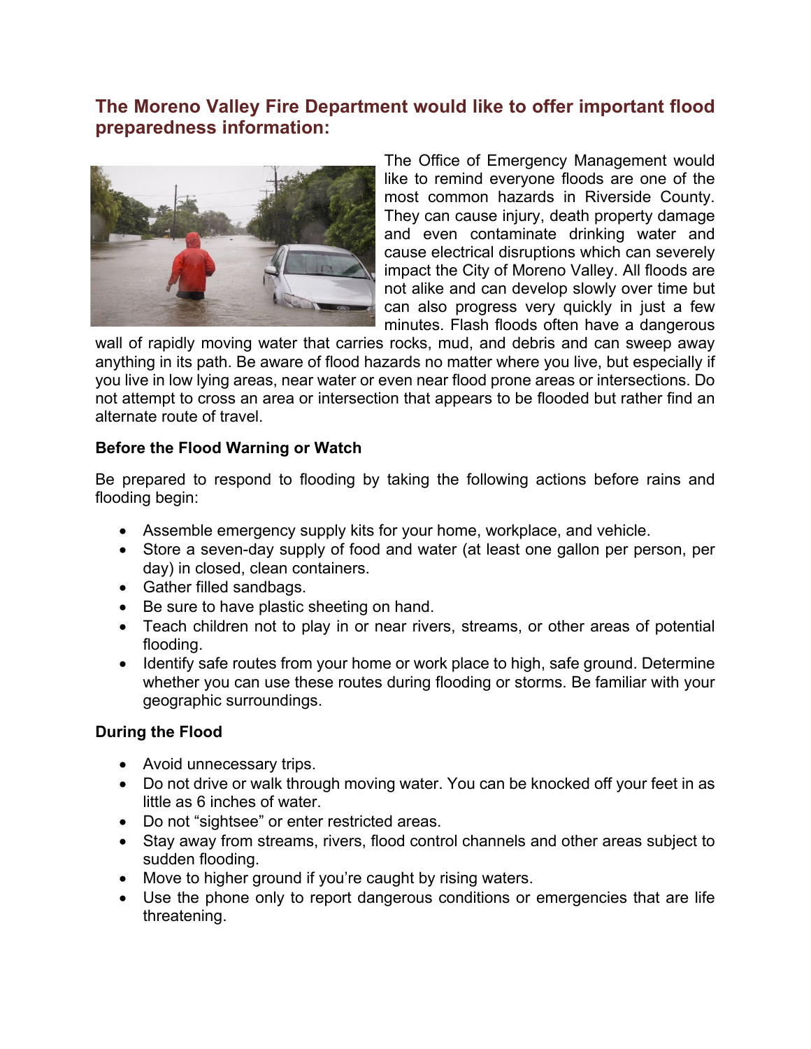## The Moreno Valley Fire Department would like to offer important flood preparedness information:

The Office of Emergency Management would like to remind everyone floods are one of the most common hazards in Riverside County. They can cause injury, death property damage and even contaminate drinking water and cause electrical disruptions which can severely impact the City of Moreno Valley. All floods are not alike and can develop slowly over time but can also progress very quickly in just a few minutes. Flash floods often have a dangerous wall of rapidly moving water that carries rocks, mud, and debris and can sweep away anything in its path. Be aware of flood hazards no matter where you live, but especially if you live in low lying areas, near water or even near flood prone areas or intersections. Do not attempt to cross an area or intersection that appears to be flooded but rather find an alternate route of travel.

**Before the Flood Warning or Watch**

Be prepared to respond to flooding by taking the following actions before rains and flooding begin:

- Assemble emergency supply kits for your home, workplace, and vehicle.
- Store a seven-day supply of food and water (at least one gallon per person, per day) in closed, clean containers.
- Gather filled sandbags.
- Be sure to have plastic sheeting on hand.
- Teach children not to play in or near rivers, streams, or other areas of potential flooding.
- Identify safe routes from your home or work place to high, safe ground. Determine whether you can use these routes during flooding or storms. Be familiar with your geographic surroundings.

**During the Flood**

- Avoid unnecessary trips.
- Do not drive or walk through moving water. You can be knocked off your feet in as little as 6 inches of water.
- Do not "sightsee" or enter restricted areas.
- Stay away from streams, rivers, flood control channels and other areas subject to sudden flooding.
- Move to higher ground if you're caught by rising waters.
- Use the phone only to report dangerous conditions or emergencies that are life threatening.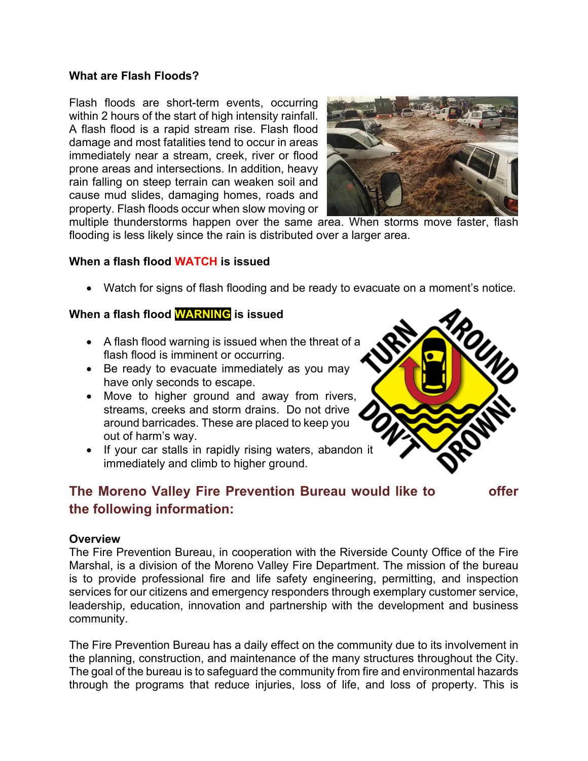**What are Flash Floods?**

Flash floods are short-term events, occurring within 2 hours of the start of high intensity rainfall. A flash flood is a rapid stream rise. Flash flood damage and most fatalities tend to occur in areas immediately near a stream, creek, river or flood prone areas and intersections. In addition, heavy rain falling on steep terrain can weaken soil and cause mud slides, damaging homes, roads and property. Flash floods occur when slow moving or multiple thunderstorms happen over the same area. When storms move faster, flash flooding is less likely since the rain is distributed over a larger area.

**When a flash flood WATCH is issued**

- Watch for signs of flash flooding and be ready to evacuate on a moment's notice.

**When a flash flood WARNING is issued**

- A flash flood warning is issued when the threat of a flash flood is imminent or occurring.
- Be ready to evacuate immediately as you may have only seconds to escape.
- Move to higher ground and away from rivers, streams, creeks and storm drains. Do not drive around barricades. These are placed to keep you out of harm's way.
- If your car stalls in rapidly rising waters, abandon it immediately and climb to higher ground.

## The Moreno Valley Fire Prevention Bureau would like to offer the following information:

**Overview**

The Fire Prevention Bureau, in cooperation with the Riverside County Office of the Fire Marshal, is a division of the Moreno Valley Fire Department. The mission of the bureau is to provide professional fire and life safety engineering, permitting, and inspection services for our citizens and emergency responders through exemplary customer service, leadership, education, innovation and partnership with the development and business community.

The Fire Prevention Bureau has a daily effect on the community due to its involvement in the planning, construction, and maintenance of the many structures throughout the City. The goal of the bureau is to safeguard the community from fire and environmental hazards through the programs that reduce injuries, loss of life, and loss of property. This is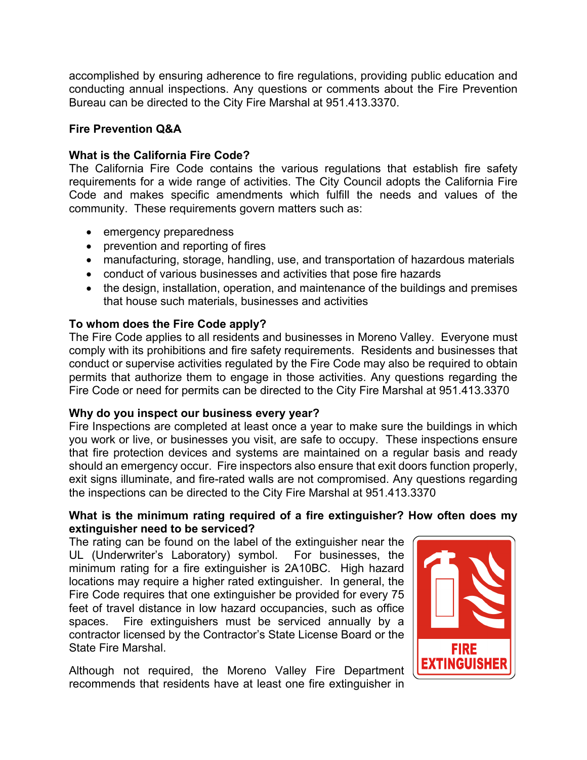accomplished by ensuring adherence to fire regulations, providing public education and conducting annual inspections. Any questions or comments about the Fire Prevention Bureau can be directed to the City Fire Marshal at 951.413.3370.

## Fire Prevention Q&A

### What is the California Fire Code?

The California Fire Code contains the various regulations that establish fire safety requirements for a wide range of activities. The City Council adopts the California Fire Code and makes specific amendments which fulfill the needs and values of the community. These requirements govern matters such as:

- emergency preparedness
- prevention and reporting of fires
- manufacturing, storage, handling, use, and transportation of hazardous materials
- conduct of various businesses and activities that pose fire hazards
- the design, installation, operation, and maintenance of the buildings and premises that house such materials, businesses and activities

### To whom does the Fire Code apply?

The Fire Code applies to all residents and businesses in Moreno Valley. Everyone must comply with its prohibitions and fire safety requirements. Residents and businesses that conduct or supervise activities regulated by the Fire Code may also be required to obtain permits that authorize them to engage in those activities. Any questions regarding the Fire Code or need for permits can be directed to the City Fire Marshal at 951.413.3370

### Why do you inspect our business every year?

Fire Inspections are completed at least once a year to make sure the buildings in which you work or live, or businesses you visit, are safe to occupy. These inspections ensure that fire protection devices and systems are maintained on a regular basis and ready should an emergency occur. Fire inspectors also ensure that exit doors function properly, exit signs illuminate, and fire-rated walls are not compromised. Any questions regarding the inspections can be directed to the City Fire Marshal at 951.413.3370

### What is the minimum rating required of a fire extinguisher? How often does my extinguisher need to be serviced?

The rating can be found on the label of the extinguisher near the UL (Underwriter's Laboratory) symbol. For businesses, the minimum rating for a fire extinguisher is 2A10BC. High hazard locations may require a higher rated extinguisher. In general, the Fire Code requires that one extinguisher be provided for every 75 feet of travel distance in low hazard occupancies, such as office spaces. Fire extinguishers must be serviced annually by a contractor licensed by the Contractor's State License Board or the State Fire Marshal.

Although not required, the Moreno Valley Fire Department recommends that residents have at least one fire extinguisher in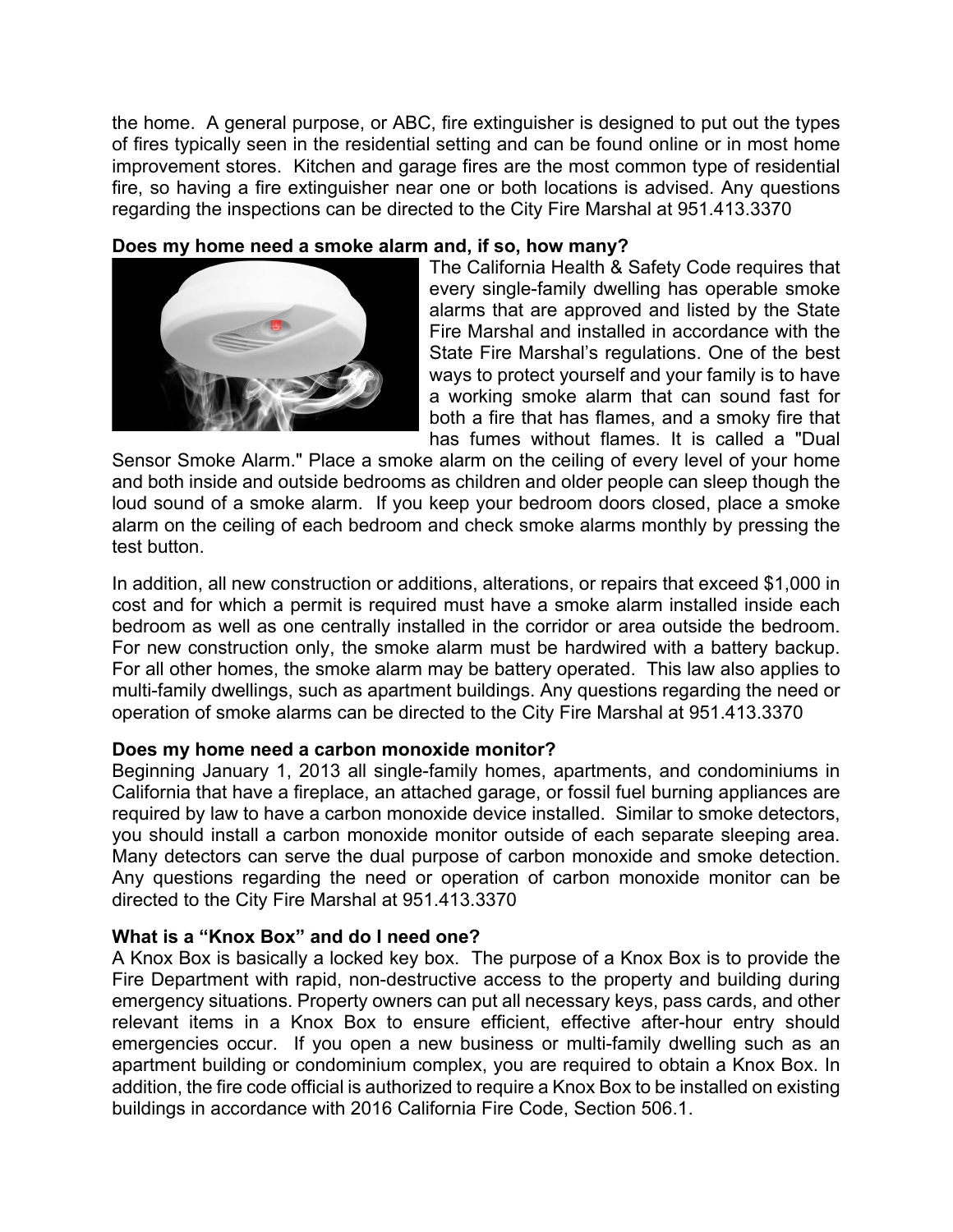the home. A general purpose, or ABC, fire extinguisher is designed to put out the types of fires typically seen in the residential setting and can be found online or in most home improvement stores. Kitchen and garage fires are the most common type of residential fire, so having a fire extinguisher near one or both locations is advised. Any questions regarding the inspections can be directed to the City Fire Marshal at 951.413.3370

**Does my home need a smoke alarm and, if so, how many?**

The California Health & Safety Code requires that every single-family dwelling has operable smoke alarms that are approved and listed by the State Fire Marshal and installed in accordance with the State Fire Marshal's regulations. One of the best ways to protect yourself and your family is to have a working smoke alarm that can sound fast for both a fire that has flames, and a smoky fire that has fumes without flames. It is called a "Dual Sensor Smoke Alarm." Place a smoke alarm on the ceiling of every level of your home and both inside and outside bedrooms as children and older people can sleep though the loud sound of a smoke alarm. If you keep your bedroom doors closed, place a smoke alarm on the ceiling of each bedroom and check smoke alarms monthly by pressing the test button.

In addition, all new construction or additions, alterations, or repairs that exceed $1,000 in cost and for which a permit is required must have a smoke alarm installed inside each bedroom as well as one centrally installed in the corridor or area outside the bedroom. For new construction only, the smoke alarm must be hardwired with a battery backup. For all other homes, the smoke alarm may be battery operated. This law also applies to multi-family dwellings, such as apartment buildings. Any questions regarding the need or operation of smoke alarms can be directed to the City Fire Marshal at 951.413.3370

**Does my home need a carbon monoxide monitor?**

Beginning January 1, 2013 all single-family homes, apartments, and condominiums in California that have a fireplace, an attached garage, or fossil fuel burning appliances are required by law to have a carbon monoxide device installed. Similar to smoke detectors, you should install a carbon monoxide monitor outside of each separate sleeping area. Many detectors can serve the dual purpose of carbon monoxide and smoke detection. Any questions regarding the need or operation of carbon monoxide monitor can be directed to the City Fire Marshal at 951.413.3370

**What is a "Knox Box" and do I need one?**

A Knox Box is basically a locked key box. The purpose of a Knox Box is to provide the Fire Department with rapid, non-destructive access to the property and building during emergency situations. Property owners can put all necessary keys, pass cards, and other relevant items in a Knox Box to ensure efficient, effective after-hour entry should emergencies occur. If you open a new business or multi-family dwelling such as an apartment building or condominium complex, you are required to obtain a Knox Box. In addition, the fire code official is authorized to require a Knox Box to be installed on existing buildings in accordance with 2016 California Fire Code, Section 506.1.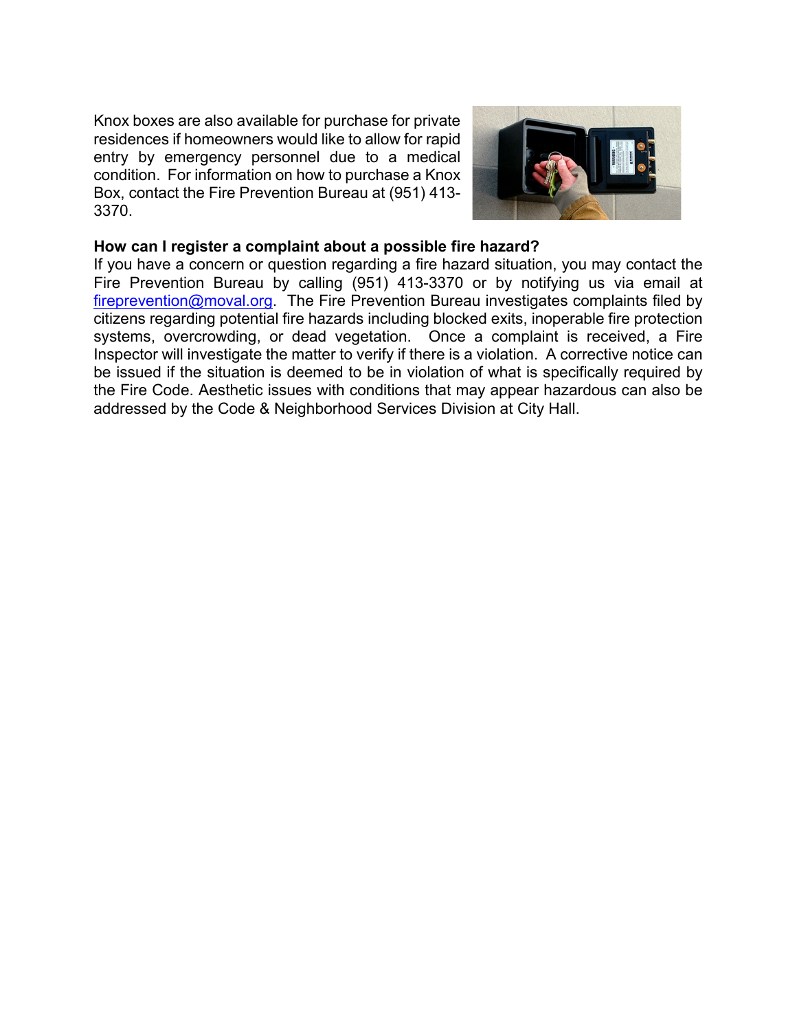Knox boxes are also available for purchase for private residences if homeowners would like to allow for rapid entry by emergency personnel due to a medical condition. For information on how to purchase a Knox Box, contact the Fire Prevention Bureau at (951) 413-3370.

**How can I register a complaint about a possible fire hazard?**

If you have a concern or question regarding a fire hazard situation, you may contact the Fire Prevention Bureau by calling (951) 413-3370 or by notifying us via email at fireprevention@moval.org. The Fire Prevention Bureau investigates complaints filed by citizens regarding potential fire hazards including blocked exits, inoperable fire protection systems, overcrowding, or dead vegetation. Once a complaint is received, a Fire Inspector will investigate the matter to verify if there is a violation. A corrective notice can be issued if the situation is deemed to be in violation of what is specifically required by the Fire Code. Aesthetic issues with conditions that may appear hazardous can also be addressed by the Code & Neighborhood Services Division at City Hall.